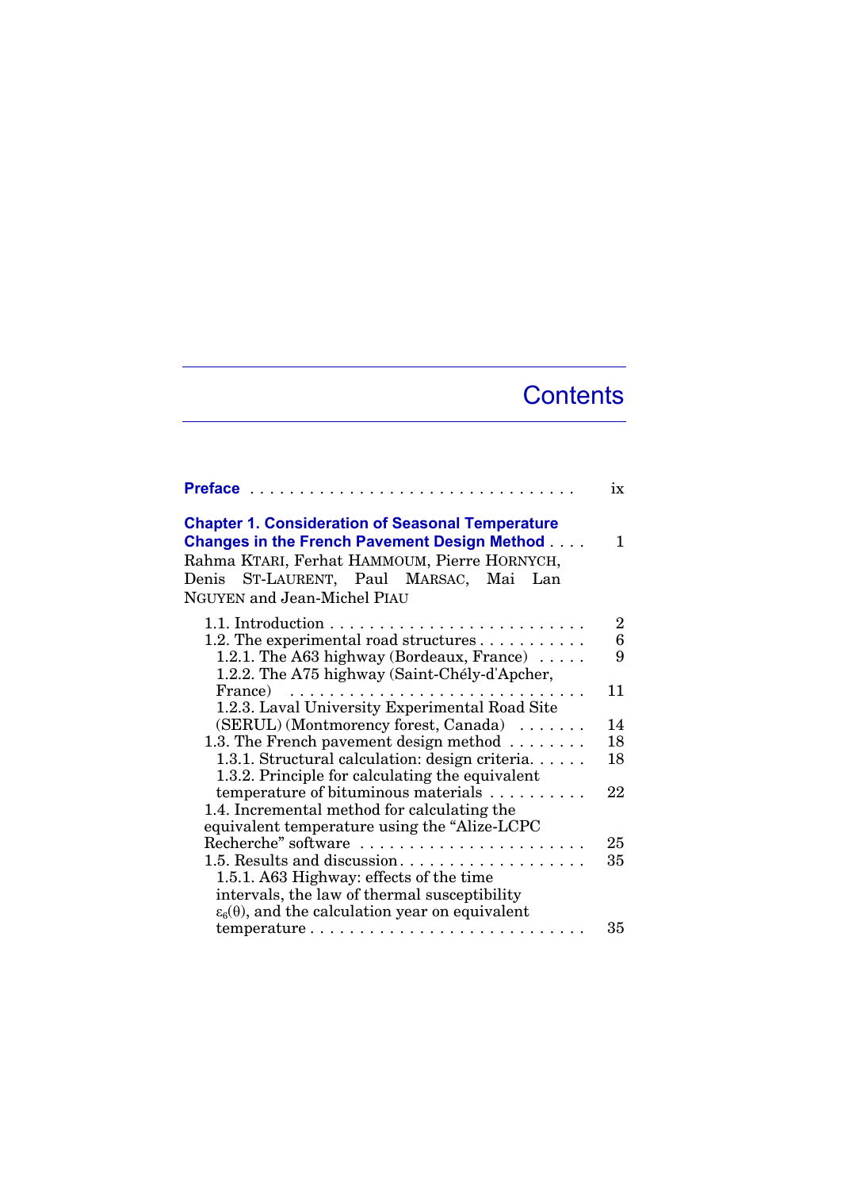# Contents

**Preface** . . . . . . . . . . . . . . . . . . . . . . . . . . . . . . . . ix

**Chapter 1. Consideration of Seasonal Temperature Changes in the French Pavement Design Method** . . . . 1

Rahma KTARI, Ferhat HAMMOUM, Pierre HORNYCH, Denis ST-LAURENT, Paul MARSAC, Mai Lan NGUYEN and Jean-Michel PIAU

1.1. Introduction . . . . . . . . . . . . . . . . . . . . . . . . . 2

1.2. The experimental road structures . . . . . . . . . . . 6

1.2.1. The A63 highway (Bordeaux, France) . . . . . 9

1.2.2. The A75 highway (Saint-Chély-d'Apcher, France) . . . . . . . . . . . . . . . . . . . . . . . . . . . . . 11

1.2.3. Laval University Experimental Road Site (SERUL) (Montmorency forest, Canada) . . . . . . . 14

1.3. The French pavement design method . . . . . . . . 18

1.3.1. Structural calculation: design criteria. . . . . . 18

1.3.2. Principle for calculating the equivalent temperature of bituminous materials . . . . . . . . . . 22

1.4. Incremental method for calculating the equivalent temperature using the “Alize-LCPC Recherche” software . . . . . . . . . . . . . . . . . . . . . . . 25

1.5. Results and discussion . . . . . . . . . . . . . . . . . . . 35

1.5.1. A63 Highway: effects of the time intervals, the law of thermal susceptibility $\varepsilon_6(\theta)$, and the calculation year on equivalent temperature . . . . . . . . . . . . . . . . . . . . . . . . . . . . 35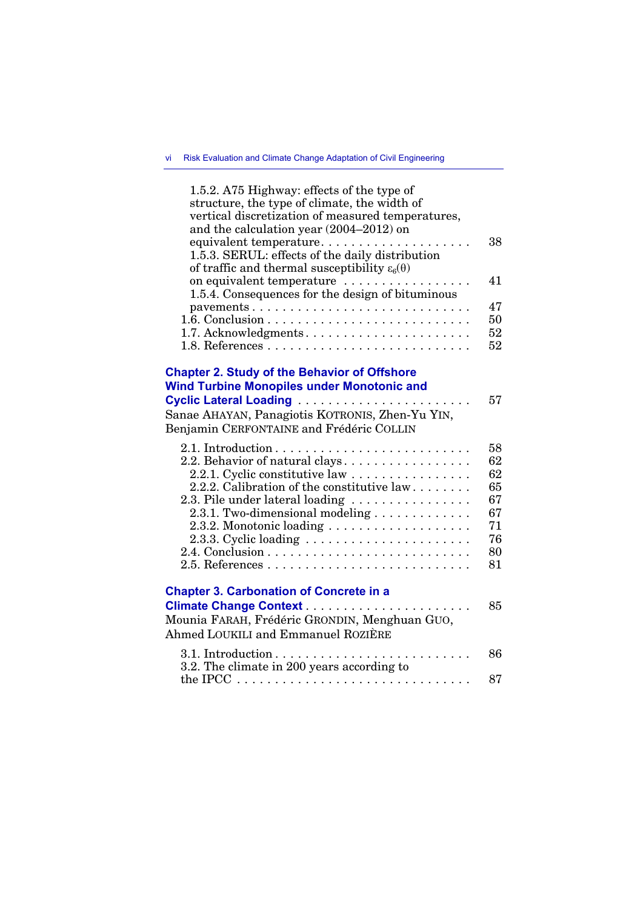1.5.2. A75 Highway: effects of the type of structure, the type of climate, the width of vertical discretization of measured temperatures, and the calculation year (2004–2012) on equivalent temperature . . . . . . . . . . 38
1.5.3. SERUL: effects of the daily distribution of traffic and thermal susceptibility $\varepsilon_6(\theta)$ on equivalent temperature . . . . . . . . . . 41
1.5.4. Consequences for the design of bituminous pavements . . . . . . . . . . 47
1.6. Conclusion . . . . . . . . . . 50
1.7. Acknowledgments . . . . . . . . . . 52
1.8. References . . . . . . . . . . 52

**Chapter 2. Study of the Behavior of Offshore Wind Turbine Monopiles under Monotonic and Cyclic Lateral Loading** . . . . . . . . . . 57
Sanae AHAYAN, Panagiotis KOTRONIS, Zhen-Yu YIN, Benjamin CERFONTAINE and Frédéric COLLIN

2.1. Introduction . . . . . . . . . . 58
2.2. Behavior of natural clays . . . . . . . . . . 62
2.2.1. Cyclic constitutive law . . . . . . . . . . 62
2.2.2. Calibration of the constitutive law . . . . . . . . . . 65
2.3. Pile under lateral loading . . . . . . . . . . 67
2.3.1. Two-dimensional modeling . . . . . . . . . . 67
2.3.2. Monotonic loading . . . . . . . . . . 71
2.3.3. Cyclic loading . . . . . . . . . . 76
2.4. Conclusion . . . . . . . . . . 80
2.5. References . . . . . . . . . . 81

**Chapter 3. Carbonation of Concrete in a Climate Change Context** . . . . . . . . . . 85
Mounia FARAH, Frédéric GRONDIN, Menghuan GUO, Ahmed LOUKILI and Emmanuel ROZIÈRE

3.1. Introduction . . . . . . . . . . 86
3.2. The climate in 200 years according to the IPCC . . . . . . . . . . 87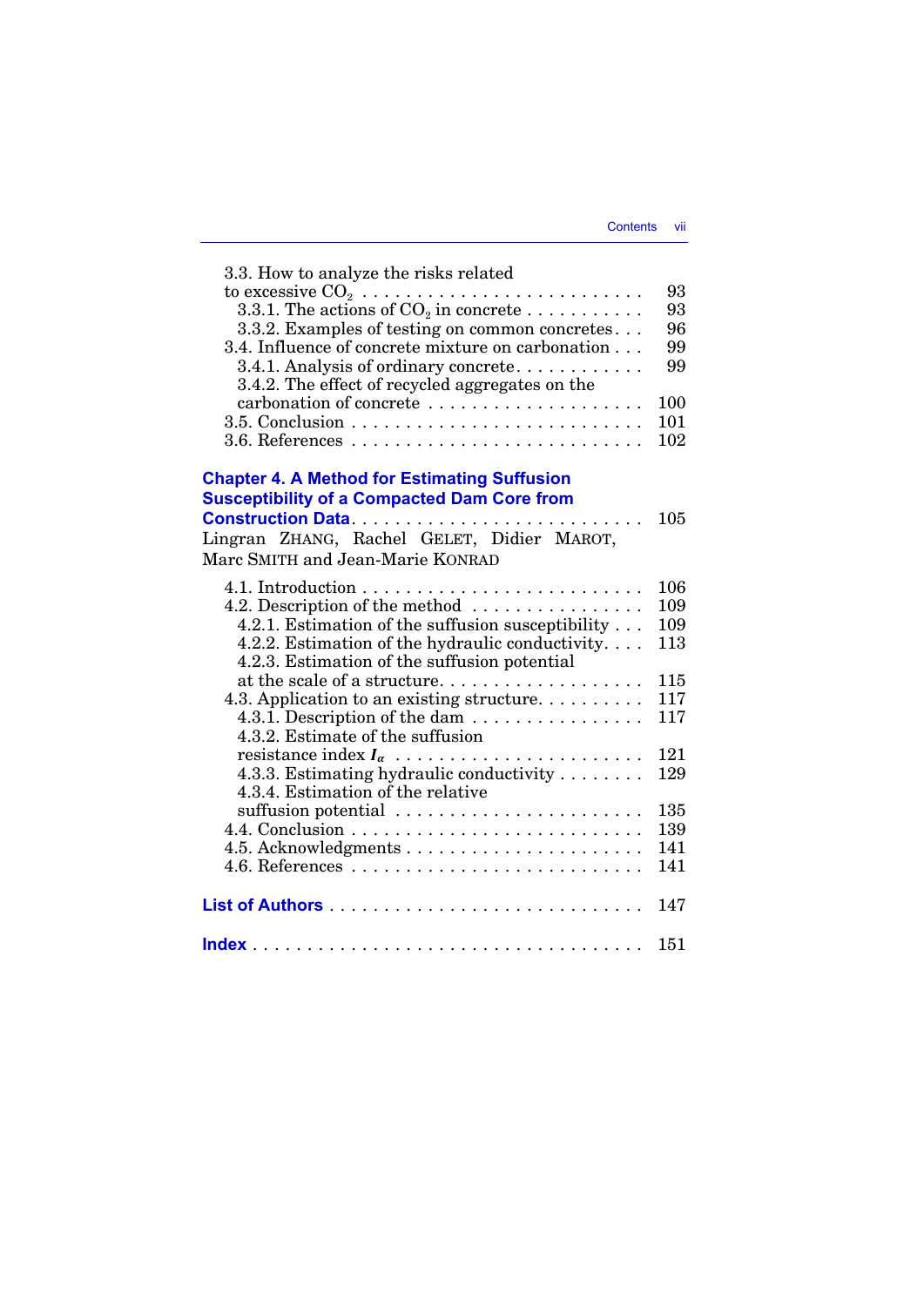3.3. How to analyze the risks related to excessive $CO_2$ . . . . . . . . . . . . . . . . . . . . . . . . . 93
  3.3.1. The actions of $CO_2$ in concrete . . . . . . . . . . . 93
  3.3.2. Examples of testing on common concretes . . . 96
3.4. Influence of concrete mixture on carbonation . . . 99
  3.4.1. Analysis of ordinary concrete . . . . . . . . . . . . 99
  3.4.2. The effect of recycled aggregates on the carbonation of concrete . . . . . . . . . . . . . . . . . . . . 100
3.5. Conclusion . . . . . . . . . . . . . . . . . . . . . . . . . . 101
3.6. References . . . . . . . . . . . . . . . . . . . . . . . . . . 102

## Chapter 4. A Method for Estimating Suffusion Susceptibility of a Compacted Dam Core from Construction Data . . . . . . . . . . . . . . . . . . . . . . . . . . . 105

Lingran ZHANG, Rachel GELET, Didier MAROT, Marc SMITH and Jean-Marie KONRAD

4.1. Introduction . . . . . . . . . . . . . . . . . . . . . . . . . . 106
4.2. Description of the method . . . . . . . . . . . . . . . . 109
  4.2.1. Estimation of the suffusion susceptibility . . . 109
  4.2.2. Estimation of the hydraulic conductivity. . . . 113
  4.2.3. Estimation of the suffusion potential at the scale of a structure. . . . . . . . . . . . . . . . . . . . 115
4.3. Application to an existing structure. . . . . . . . . . 117
  4.3.1. Description of the dam . . . . . . . . . . . . . . . . 117
  4.3.2. Estimate of the suffusion resistance index $I_\alpha$ . . . . . . . . . . . . . . . . . . . . . . . 121
  4.3.3. Estimating hydraulic conductivity . . . . . . . . 129
  4.3.4. Estimation of the relative suffusion potential . . . . . . . . . . . . . . . . . . . . . . . 135
4.4. Conclusion . . . . . . . . . . . . . . . . . . . . . . . . . . 139
4.5. Acknowledgments . . . . . . . . . . . . . . . . . . . . . . 141
4.6. References . . . . . . . . . . . . . . . . . . . . . . . . . . 141

## List of Authors . . . . . . . . . . . . . . . . . . . . . . . . . . . 147

## Index . . . . . . . . . . . . . . . . . . . . . . . . . . . . . . . . . 151